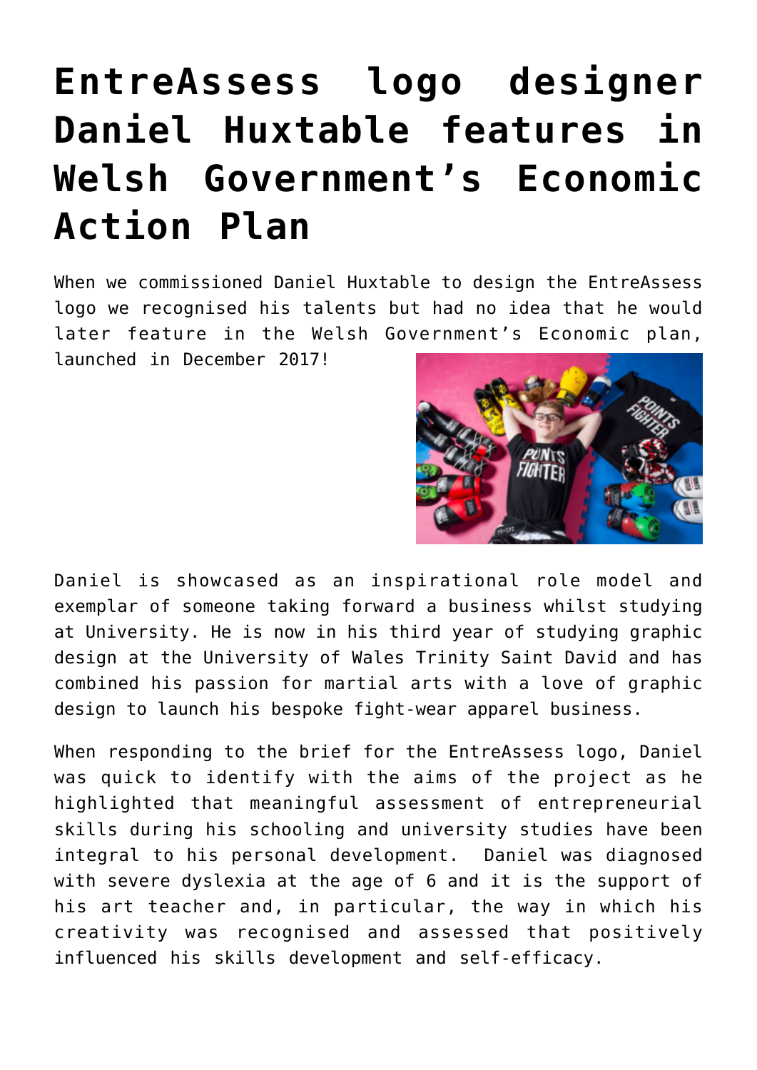# EntreAssess logo designer Daniel Huxtable features in Welsh Government's Economic Action Plan

When we commissioned Daniel Huxtable to design the EntreAssess logo we recognised his talents but had no idea that he would later feature in the Welsh Government's Economic plan, launched in December 2017!

Daniel is showcased as an inspirational role model and exemplar of someone taking forward a business whilst studying at University. He is now in his third year of studying graphic design at the University of Wales Trinity Saint David and has combined his passion for martial arts with a love of graphic design to launch his bespoke fight-wear apparel business.

When responding to the brief for the EntreAssess logo, Daniel was quick to identify with the aims of the project as he highlighted that meaningful assessment of entrepreneurial skills during his schooling and university studies have been integral to his personal development. Daniel was diagnosed with severe dyslexia at the age of 6 and it is the support of his art teacher and, in particular, the way in which his creativity was recognised and assessed that positively influenced his skills development and self-efficacy.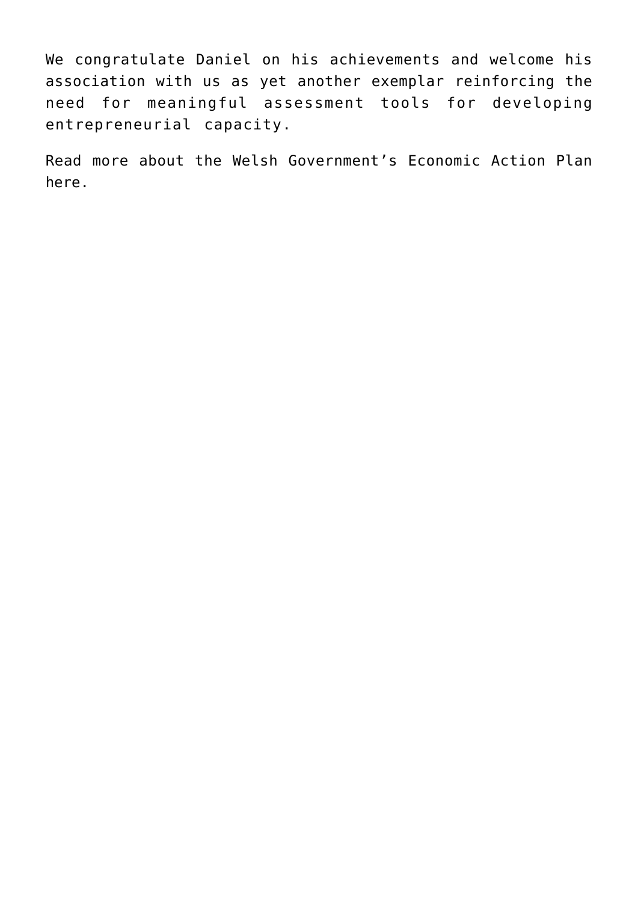We congratulate Daniel on his achievements and welcome his association with us as yet another exemplar reinforcing the need for meaningful assessment tools for developing entrepreneurial capacity.

Read more about the Welsh Government's Economic Action Plan here.